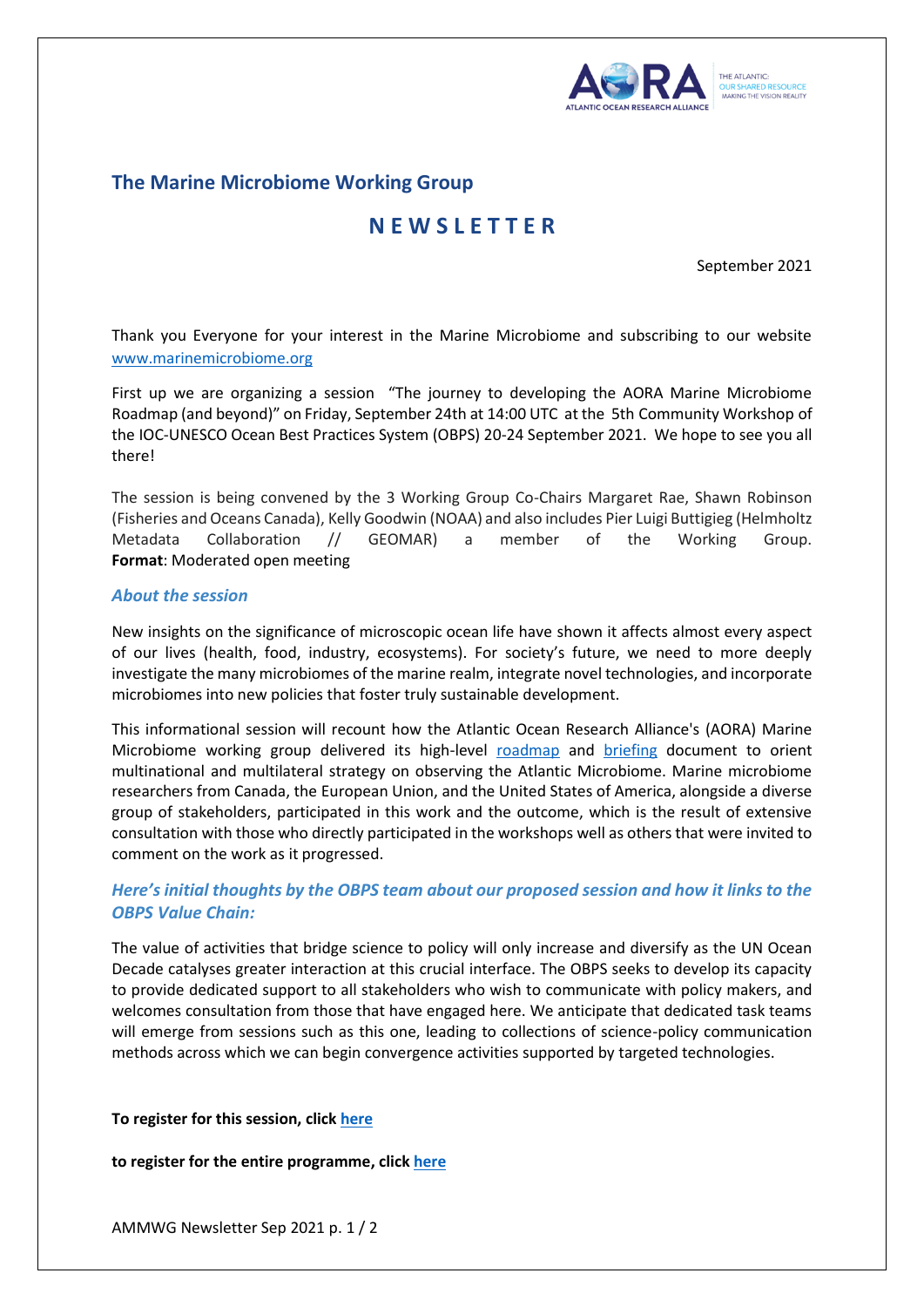## The Marine Microbiome Working Group

# N E W S L E T T E R

September 2021

Thank you Everyone for your interest in the Marine Microbiome and subscribing to our website [www.marinemicrobiome.org](http://www.marinemicrobiome.org)

First up we are organizing a session "The journey to developing the AORA Marine Microbiome Roadmap (and beyond)" on Friday, September 24th at 14:00 UTC at the 5th Community Workshop of the IOC-UNESCO Ocean Best Practices System (OBPS) 20-24 September 2021. We hope to see you all there!

The session is being convened by the 3 Working Group Co-Chairs Margaret Rae, Shawn Robinson (Fisheries and Oceans Canada), Kelly Goodwin (NOAA) and also includes Pier Luigi Buttigieg (Helmholtz Metadata Collaboration // GEOMAR) a member of the Working Group. **Format**: Moderated open meeting

### *About the session*

New insights on the significance of microscopic ocean life have shown it affects almost every aspect of our lives (health, food, industry, ecosystems). For society's future, we need to more deeply investigate the many microbiomes of the marine realm, integrate novel technologies, and incorporate microbiomes into new policies that foster truly sustainable development.

This informational session will recount how the Atlantic Ocean Research Alliance's (AORA) Marine Microbiome working group delivered its high-level roadmap and briefing document to orient multinational and multilateral strategy on observing the Atlantic Microbiome. Marine microbiome researchers from Canada, the European Union, and the United States of America, alongside a diverse group of stakeholders, participated in this work and the outcome, which is the result of extensive consultation with those who directly participated in the workshops well as others that were invited to comment on the work as it progressed.

### *Here's initial thoughts by the OBPS team about our proposed session and how it links to the OBPS Value Chain:*

The value of activities that bridge science to policy will only increase and diversify as the UN Ocean Decade catalyses greater interaction at this crucial interface. The OBPS seeks to develop its capacity to provide dedicated support to all stakeholders who wish to communicate with policy makers, and welcomes consultation from those that have engaged here. We anticipate that dedicated task teams will emerge from sessions such as this one, leading to collections of science-policy communication methods across which we can begin convergence activities supported by targeted technologies.

**To register for this session, click here**

**to register for the entire programme, click here**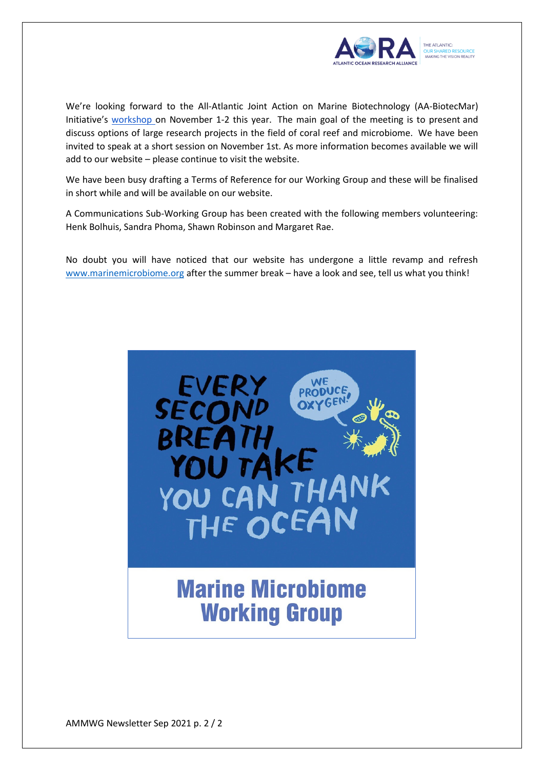We're looking forward to the All-Atlantic Joint Action on Marine Biotechnology (AA-BiotecMar) Initiative's workshop on November 1-2 this year. The main goal of the meeting is to present and discuss options of large research projects in the field of coral reef and microbiome. We have been invited to speak at a short session on November 1st. As more information becomes available we will add to our website – please continue to visit the website.

We have been busy drafting a Terms of Reference for our Working Group and these will be finalised in short while and will be available on our website.

A Communications Sub-Working Group has been created with the following members volunteering: Henk Bolhuis, Sandra Phoma, Shawn Robinson and Margaret Rae.

No doubt you will have noticed that our website has undergone a little revamp and refresh www.marinemicrobiome.org after the summer break – have a look and see, tell us what you think!

EVERY SECOND BREATH YOU TAKE YOU CAN THANK THE OCEAN

WE PRODUCE OXYGEN!

Marine Microbiome Working Group